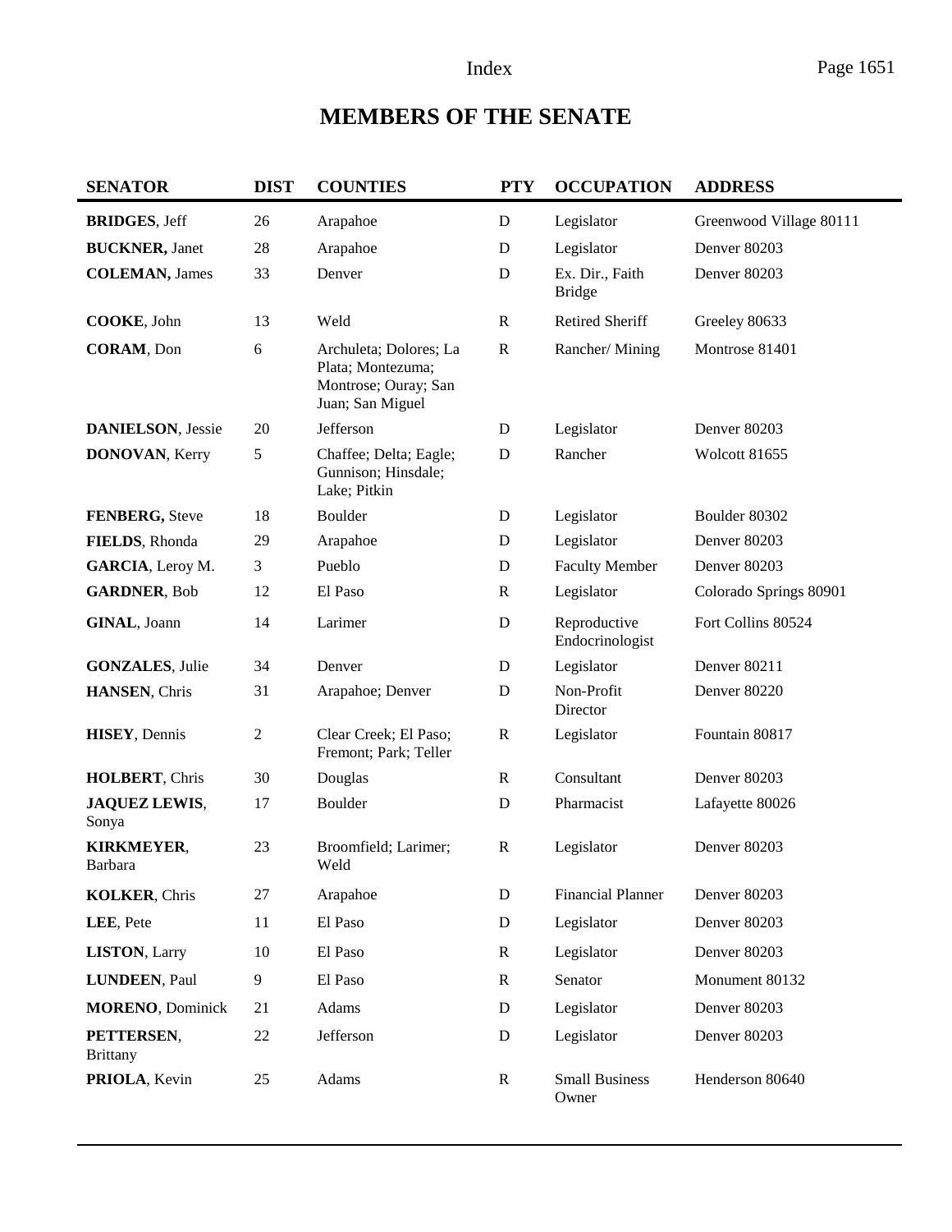# MEMBERS OF THE SENATE

| SENATOR | DIST | COUNTIES | PTY | OCCUPATION | ADDRESS |
|---|---|---|---|---|---|
| **BRIDGES**, Jeff | 26 | Arapahoe | D | Legislator | Greenwood Village 80111 |
| **BUCKNER,** Janet | 28 | Arapahoe | D | Legislator | Denver 80203 |
| **COLEMAN,** James | 33 | Denver | D | Ex. Dir., Faith Bridge | Denver 80203 |
| **COOKE**, John | 13 | Weld | R | Retired Sheriff | Greeley 80633 |
| **CORAM**, Don | 6 | Archuleta; Dolores; La Plata; Montezuma; Montrose; Ouray; San Juan; San Miguel | R | Rancher/ Mining | Montrose 81401 |
| **DANIELSON**, Jessie | 20 | Jefferson | D | Legislator | Denver 80203 |
| **DONOVAN**, Kerry | 5 | Chaffee; Delta; Eagle; Gunnison; Hinsdale; Lake; Pitkin | D | Rancher | Wolcott 81655 |
| **FENBERG,** Steve | 18 | Boulder | D | Legislator | Boulder 80302 |
| **FIELDS**, Rhonda | 29 | Arapahoe | D | Legislator | Denver 80203 |
| **GARCIA**, Leroy M. | 3 | Pueblo | D | Faculty Member | Denver 80203 |
| **GARDNER**, Bob | 12 | El Paso | R | Legislator | Colorado Springs 80901 |
| **GINAL**, Joann | 14 | Larimer | D | Reproductive Endocrinologist | Fort Collins 80524 |
| **GONZALES**, Julie | 34 | Denver | D | Legislator | Denver 80211 |
| **HANSEN**, Chris | 31 | Arapahoe; Denver | D | Non-Profit Director | Denver 80220 |
| **HISEY**, Dennis | 2 | Clear Creek; El Paso; Fremont; Park; Teller | R | Legislator | Fountain 80817 |
| **HOLBERT**, Chris | 30 | Douglas | R | Consultant | Denver 80203 |
| **JAQUEZ LEWIS**, Sonya | 17 | Boulder | D | Pharmacist | Lafayette 80026 |
| **KIRKMEYER**, Barbara | 23 | Broomfield; Larimer; Weld | R | Legislator | Denver 80203 |
| **KOLKER**, Chris | 27 | Arapahoe | D | Financial Planner | Denver 80203 |
| **LEE**, Pete | 11 | El Paso | D | Legislator | Denver 80203 |
| **LISTON**, Larry | 10 | El Paso | R | Legislator | Denver 80203 |
| **LUNDEEN**, Paul | 9 | El Paso | R | Senator | Monument 80132 |
| **MORENO**, Dominick | 21 | Adams | D | Legislator | Denver 80203 |
| **PETTERSEN**, Brittany | 22 | Jefferson | D | Legislator | Denver 80203 |
| **PRIOLA**, Kevin | 25 | Adams | R | Small Business Owner | Henderson 80640 |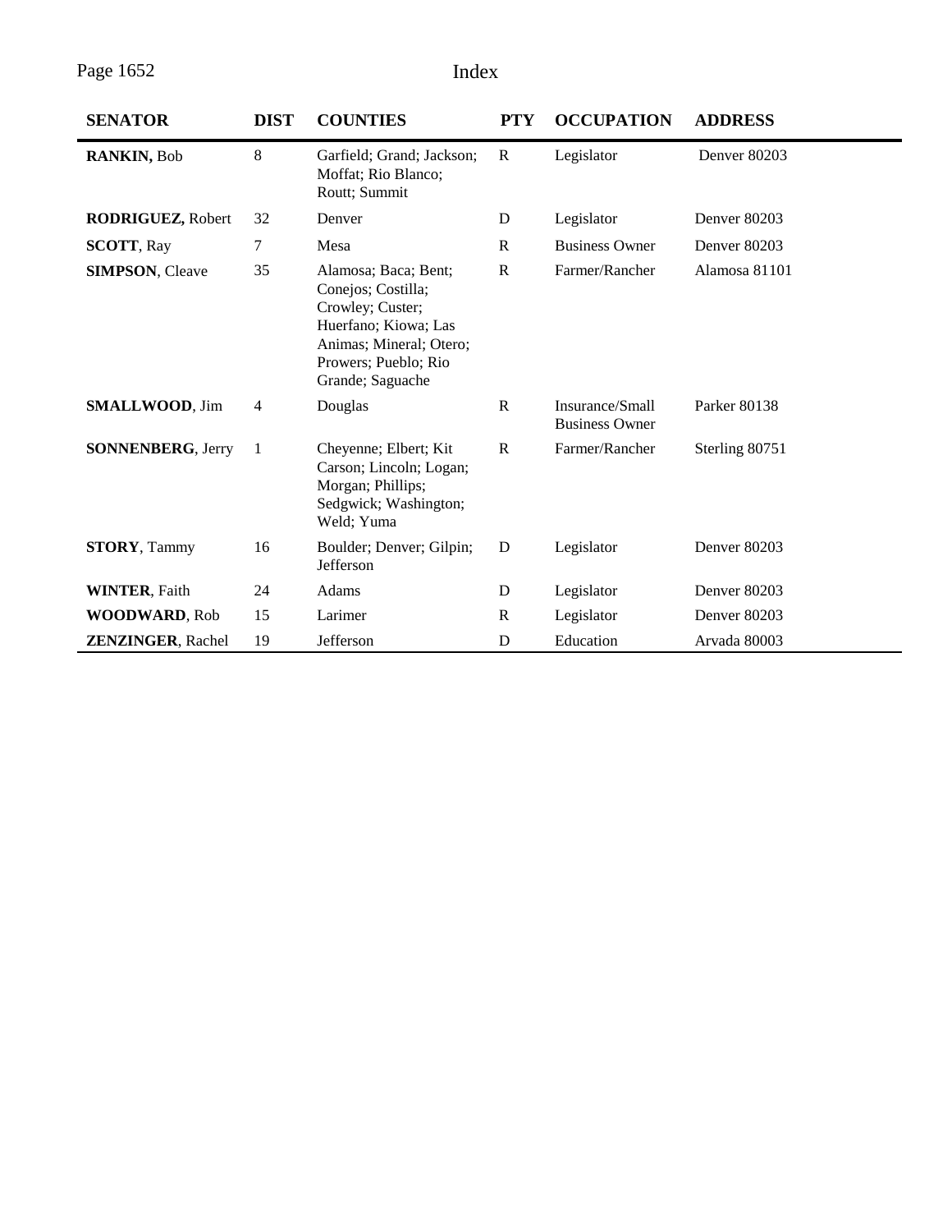| SENATOR | DIST | COUNTIES | PTY | OCCUPATION | ADDRESS |
|---|---|---|---|---|---|
| **RANKIN,** Bob | 8 | Garfield; Grand; Jackson; Moffat; Rio Blanco; Routt; Summit | R | Legislator | Denver 80203 |
| **RODRIGUEZ,** Robert | 32 | Denver | D | Legislator | Denver 80203 |
| **SCOTT**, Ray | 7 | Mesa | R | Business Owner | Denver 80203 |
| **SIMPSON**, Cleave | 35 | Alamosa; Baca; Bent; Conejos; Costilla; Crowley; Custer; Huerfano; Kiowa; Las Animas; Mineral; Otero; Prowers; Pueblo; Rio Grande; Saguache | R | Farmer/Rancher | Alamosa 81101 |
| **SMALLWOOD**, Jim | 4 | Douglas | R | Insurance/Small Business Owner | Parker 80138 |
| **SONNENBERG**, Jerry | 1 | Cheyenne; Elbert; Kit Carson; Lincoln; Logan; Morgan; Phillips; Sedgwick; Washington; Weld; Yuma | R | Farmer/Rancher | Sterling 80751 |
| **STORY**, Tammy | 16 | Boulder; Denver; Gilpin; Jefferson | D | Legislator | Denver 80203 |
| **WINTER**, Faith | 24 | Adams | D | Legislator | Denver 80203 |
| **WOODWARD**, Rob | 15 | Larimer | R | Legislator | Denver 80203 |
| **ZENZINGER**, Rachel | 19 | Jefferson | D | Education | Arvada 80003 |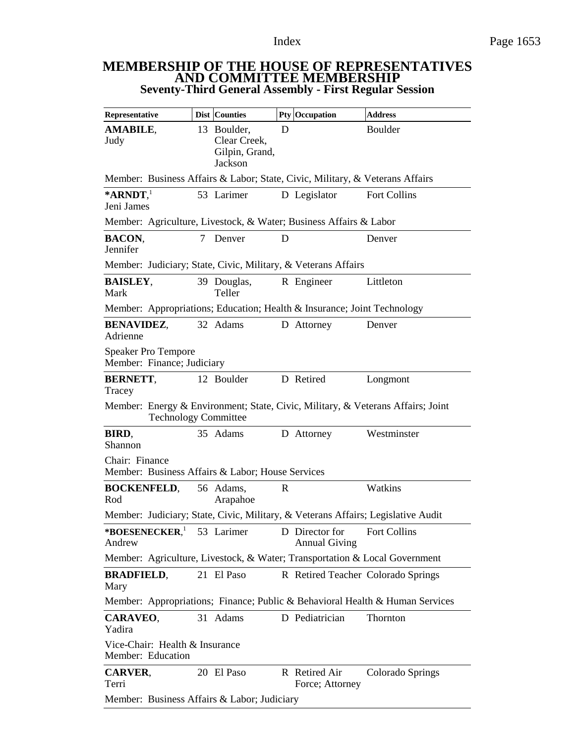# MEMBERSHIP OF THE HOUSE OF REPRESENTATIVES AND COMMITTEE MEMBERSHIP

## Seventy-Third General Assembly - First Regular Session

| Representative | Dist | Counties | Pty | Occupation | Address |
|---|---|---|---|---|---|
| **AMABILE**, Judy | 13 | Boulder, Clear Creek, Gilpin, Grand, Jackson | D | | Boulder |
| Member: Business Affairs & Labor; State, Civic, Military, & Veterans Affairs | | | | | |
| ***ARNDT**,[1] Jeni James | 53 | Larimer | D | Legislator | Fort Collins |
| Member: Agriculture, Livestock, & Water; Business Affairs & Labor | | | | | |
| **BACON**, Jennifer | 7 | Denver | D | | Denver |
| Member: Judiciary; State, Civic, Military, & Veterans Affairs | | | | | |
| **BAISLEY**, Mark | 39 | Douglas, Teller | R | Engineer | Littleton |
| Member: Appropriations; Education; Health & Insurance; Joint Technology | | | | | |
| **BENAVIDEZ**, Adrienne | 32 | Adams | D | Attorney | Denver |
| Speaker Pro Tempore<br>Member: Finance; Judiciary | | | | | |
| **BERNETT**, Tracey | 12 | Boulder | D | Retired | Longmont |
| Member: Energy & Environment; State, Civic, Military, & Veterans Affairs; Joint Technology Committee | | | | | |
| **BIRD**, Shannon | 35 | Adams | D | Attorney | Westminster |
| Chair: Finance<br>Member: Business Affairs & Labor; House Services | | | | | |
| **BOCKENFELD**, Rod | 56 | Adams, Arapahoe | R | | Watkins |
| Member: Judiciary; State, Civic, Military, & Veterans Affairs; Legislative Audit | | | | | |
| ***BOESENECKER**,[1] Andrew | 53 | Larimer | D | Director for Annual Giving | Fort Collins |
| Member: Agriculture, Livestock, & Water; Transportation & Local Government | | | | | |
| **BRADFIELD**, Mary | 21 | El Paso | R | Retired Teacher | Colorado Springs |
| Member: Appropriations; Finance; Public & Behavioral Health & Human Services | | | | | |
| **CARAVEO**, Yadira | 31 | Adams | D | Pediatrician | Thornton |
| Vice-Chair: Health & Insurance<br>Member: Education | | | | | |
| **CARVER**, Terri | 20 | El Paso | R | Retired Air Force; Attorney | Colorado Springs |
| Member: Business Affairs & Labor; Judiciary | | | | | |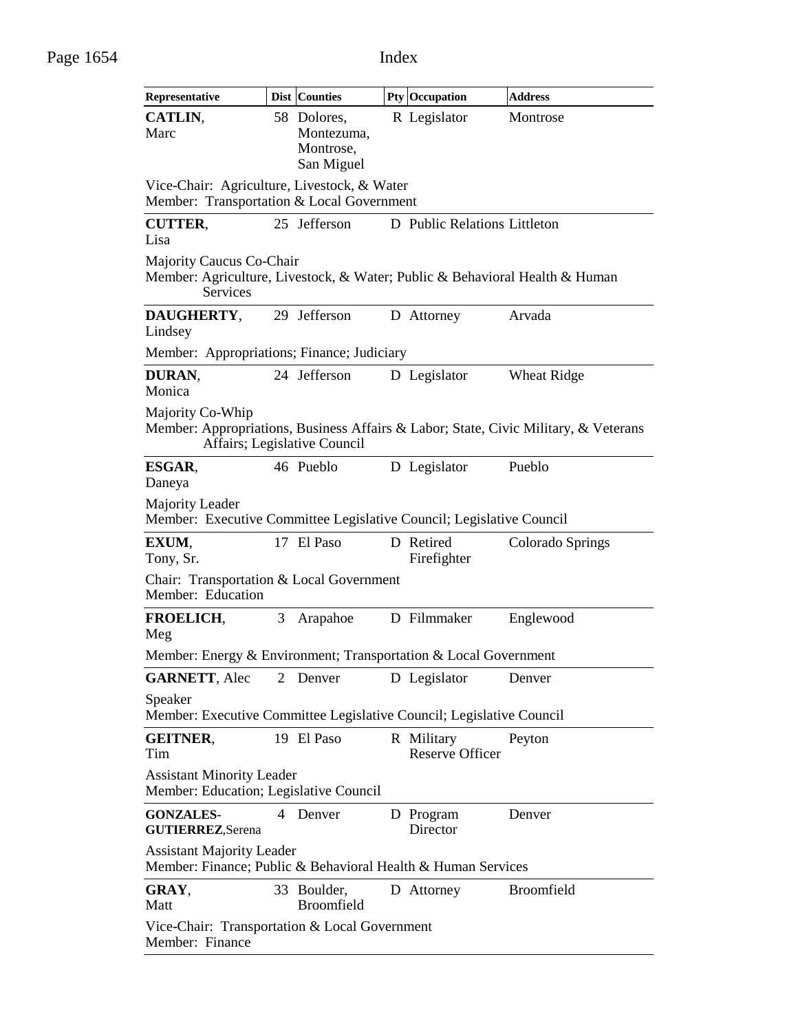## Index

| Representative | Dist | Counties | Pty | Occupation | Address |
|---|---|---|---|---|---|
| **CATLIN**, Marc | 58 | Dolores, Montezuma, Montrose, San Miguel | R | Legislator | Montrose |
| Vice-Chair: Agriculture, Livestock, & Water<br>Member: Transportation & Local Government | | | | | |
| **CUTTER**, Lisa | 25 | Jefferson | D | Public Relations | Littleton |
| Majority Caucus Co-Chair<br>Member: Agriculture, Livestock, & Water; Public & Behavioral Health & Human Services | | | | | |
| **DAUGHERTY**, Lindsey | 29 | Jefferson | D | Attorney | Arvada |
| Member: Appropriations; Finance; Judiciary | | | | | |
| **DURAN**, Monica | 24 | Jefferson | D | Legislator | Wheat Ridge |
| Majority Co-Whip<br>Member: Appropriations, Business Affairs & Labor; State, Civic Military, & Veterans Affairs; Legislative Council | | | | | |
| **ESGAR**, Daneya | 46 | Pueblo | D | Legislator | Pueblo |
| Majority Leader<br>Member: Executive Committee Legislative Council; Legislative Council | | | | | |
| **EXUM**, Tony, Sr. | 17 | El Paso | D | Retired Firefighter | Colorado Springs |
| Chair: Transportation & Local Government<br>Member: Education | | | | | |
| **FROELICH**, Meg | 3 | Arapahoe | D | Filmmaker | Englewood |
| Member: Energy & Environment; Transportation & Local Government | | | | | |
| **GARNETT**, Alec | 2 | Denver | D | Legislator | Denver |
| Speaker<br>Member: Executive Committee Legislative Council; Legislative Council | | | | | |
| **GEITNER**, Tim | 19 | El Paso | R | Military Reserve Officer | Peyton |
| Assistant Minority Leader<br>Member: Education; Legislative Council | | | | | |
| **GONZALES-GUTIERREZ**, Serena | 4 | Denver | D | Program Director | Denver |
| Assistant Majority Leader<br>Member: Finance; Public & Behavioral Health & Human Services | | | | | |
| **GRAY**, Matt | 33 | Boulder, Broomfield | D | Attorney | Broomfield |
| Vice-Chair: Transportation & Local Government<br>Member: Finance | | | | | |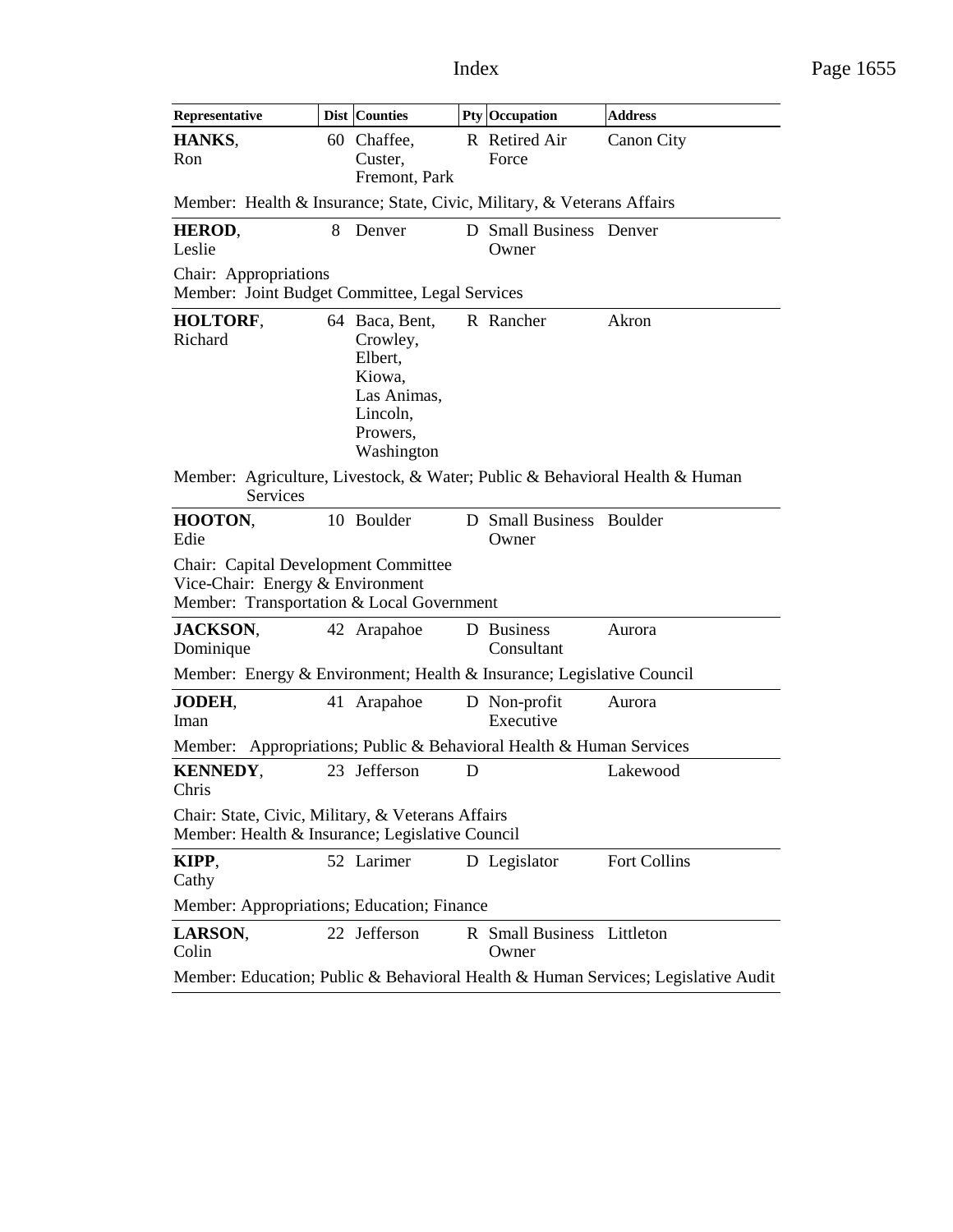| Representative | Dist | Counties | Pty | Occupation | Address |
|---|---|---|---|---|---|
| **HANKS**, Ron | 60 | Chaffee, Custer, Fremont, Park | R | Retired Air Force | Canon City |
| Member: Health & Insurance; State, Civic, Military, & Veterans Affairs | | | | | |
| **HEROD**, Leslie | 8 | Denver | D | Small Business Owner | Denver |
| Chair: Appropriations<br>Member: Joint Budget Committee, Legal Services | | | | | |
| **HOLTORF**, Richard | 64 | Baca, Bent, Crowley, Elbert, Kiowa, Las Animas, Lincoln, Prowers, Washington | R | Rancher | Akron |
| Member: Agriculture, Livestock, & Water; Public & Behavioral Health & Human Services | | | | | |
| **HOOTON**, Edie | 10 | Boulder | D | Small Business Owner | Boulder |
| Chair: Capital Development Committee<br>Vice-Chair: Energy & Environment<br>Member: Transportation & Local Government | | | | | |
| **JACKSON**, Dominique | 42 | Arapahoe | D | Business Consultant | Aurora |
| Member: Energy & Environment; Health & Insurance; Legislative Council | | | | | |
| **JODEH**, Iman | 41 | Arapahoe | D | Non-profit Executive | Aurora |
| Member: Appropriations; Public & Behavioral Health & Human Services | | | | | |
| **KENNEDY**, Chris | 23 | Jefferson | D | | Lakewood |
| Chair: State, Civic, Military, & Veterans Affairs<br>Member: Health & Insurance; Legislative Council | | | | | |
| **KIPP**, Cathy | 52 | Larimer | D | Legislator | Fort Collins |
| Member: Appropriations; Education; Finance | | | | | |
| **LARSON**, Colin | 22 | Jefferson | R | Small Business Owner | Littleton |
| Member: Education; Public & Behavioral Health & Human Services; Legislative Audit | | | | | |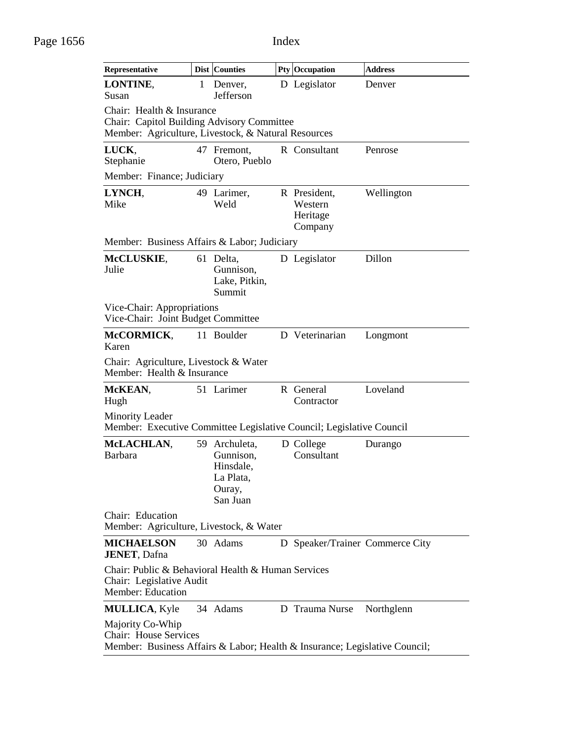| Representative | Dist | Counties | Pty | Occupation | Address |
|---|---|---|---|---|---|
| **LONTINE**, Susan | 1 | Denver, Jefferson | D | Legislator | Denver |
| Chair: Health & Insurance<br>Chair: Capitol Building Advisory Committee<br>Member: Agriculture, Livestock, & Natural Resources | | | | | |
| **LUCK**, Stephanie | 47 | Fremont, Otero, Pueblo | R | Consultant | Penrose |
| Member: Finance; Judiciary | | | | | |
| **LYNCH**, Mike | 49 | Larimer, Weld | R | President, Western Heritage Company | Wellington |
| Member: Business Affairs & Labor; Judiciary | | | | | |
| **McCLUSKIE**, Julie | 61 | Delta, Gunnison, Lake, Pitkin, Summit | D | Legislator | Dillon |
| Vice-Chair: Appropriations<br>Vice-Chair: Joint Budget Committee | | | | | |
| **McCORMICK**, Karen | 11 | Boulder | D | Veterinarian | Longmont |
| Chair: Agriculture, Livestock & Water<br>Member: Health & Insurance | | | | | |
| **McKEAN**, Hugh | 51 | Larimer | R | General Contractor | Loveland |
| Minority Leader<br>Member: Executive Committee Legislative Council; Legislative Council | | | | | |
| **McLACHLAN**, Barbara | 59 | Archuleta, Gunnison, Hinsdale, La Plata, Ouray, San Juan | D | College Consultant | Durango |
| Chair: Education<br>Member: Agriculture, Livestock, & Water | | | | | |
| **MICHAELSON JENET**, Dafna | 30 | Adams | D | Speaker/Trainer | Commerce City |
| Chair: Public & Behavioral Health & Human Services<br>Chair: Legislative Audit<br>Member: Education | | | | | |
| **MULLICA**, Kyle | 34 | Adams | D | Trauma Nurse | Northglenn |
| Majority Co-Whip<br>Chair: House Services<br>Member: Business Affairs & Labor; Health & Insurance; Legislative Council; | | | | | |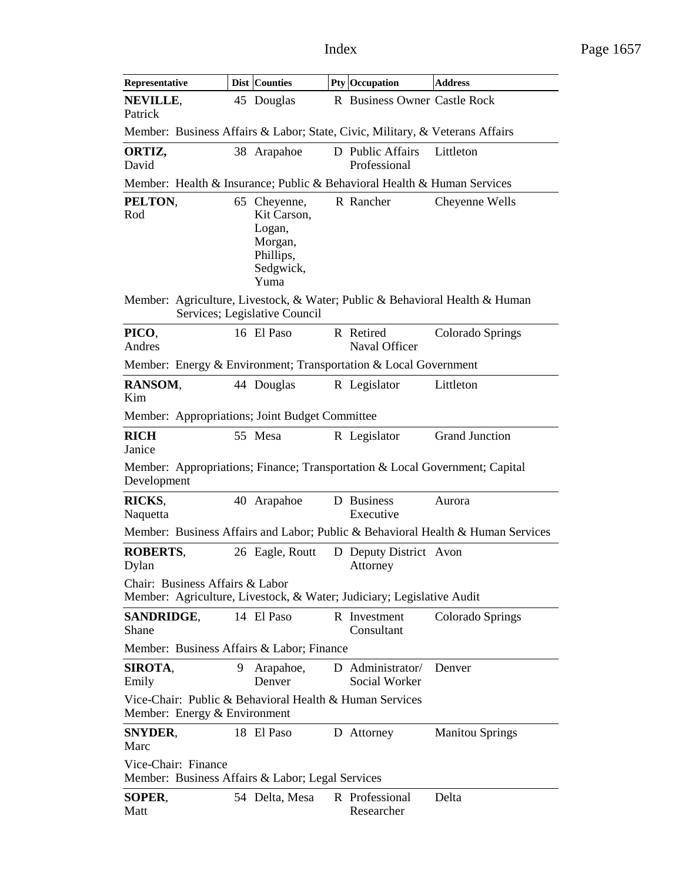| Representative | Dist | Counties | Pty | Occupation | Address |
|---|---|---|---|---|---|
| **NEVILLE**, Patrick | 45 | Douglas | R | Business Owner | Castle Rock |
| Member: Business Affairs & Labor; State, Civic, Military, & Veterans Affairs | | | | | |
| **ORTIZ,** David | 38 | Arapahoe | D | Public Affairs Professional | Littleton |
| Member: Health & Insurance; Public & Behavioral Health & Human Services | | | | | |
| **PELTON**, Rod | 65 | Cheyenne, Kit Carson, Logan, Morgan, Phillips, Sedgwick, Yuma | R | Rancher | Cheyenne Wells |
| Member: Agriculture, Livestock, & Water; Public & Behavioral Health & Human Services; Legislative Council | | | | | |
| **PICO**, Andres | 16 | El Paso | R | Retired Naval Officer | Colorado Springs |
| Member: Energy & Environment; Transportation & Local Government | | | | | |
| **RANSOM**, Kim | 44 | Douglas | R | Legislator | Littleton |
| Member: Appropriations; Joint Budget Committee | | | | | |
| **RICH** Janice | 55 | Mesa | R | Legislator | Grand Junction |
| Member: Appropriations; Finance; Transportation & Local Government; Capital Development | | | | | |
| **RICKS**, Naquetta | 40 | Arapahoe | D | Business Executive | Aurora |
| Member: Business Affairs and Labor; Public & Behavioral Health & Human Services | | | | | |
| **ROBERTS**, Dylan | 26 | Eagle, Routt | D | Deputy District Attorney | Avon |
| Chair: Business Affairs & Labor<br>Member: Agriculture, Livestock, & Water; Judiciary; Legislative Audit | | | | | |
| **SANDRIDGE**, Shane | 14 | El Paso | R | Investment Consultant | Colorado Springs |
| Member: Business Affairs & Labor; Finance | | | | | |
| **SIROTA**, Emily | 9 | Arapahoe, Denver | D | Administrator/ Social Worker | Denver |
| Vice-Chair: Public & Behavioral Health & Human Services<br>Member: Energy & Environment | | | | | |
| **SNYDER**, Marc | 18 | El Paso | D | Attorney | Manitou Springs |
| Vice-Chair: Finance<br>Member: Business Affairs & Labor; Legal Services | | | | | |
| **SOPER**, Matt | 54 | Delta, Mesa | R | Professional Researcher | Delta |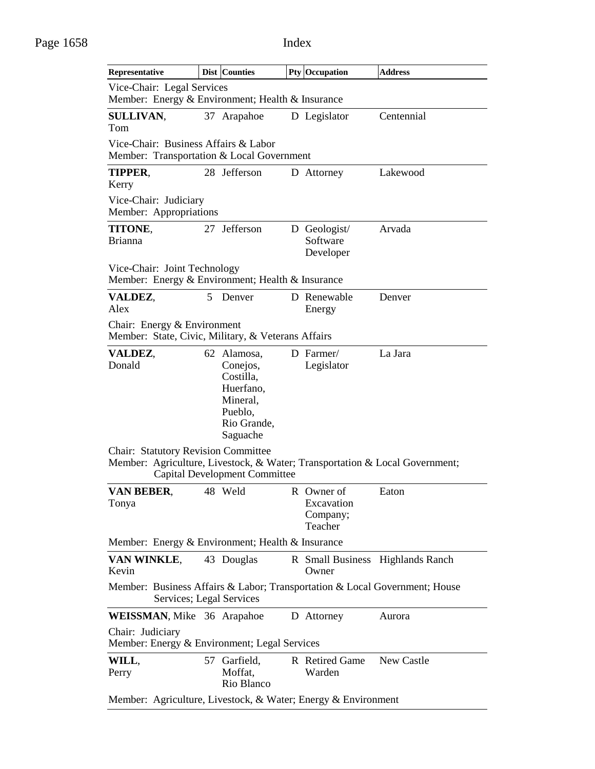| Representative | Dist | Counties | Pty | Occupation | Address |
|---|---|---|---|---|---|
| Vice-Chair: Legal Services<br>Member: Energy & Environment; Health & Insurance | | | | | |
| **SULLIVAN**, Tom | 37 | Arapahoe | D | Legislator | Centennial |
| Vice-Chair: Business Affairs & Labor<br>Member: Transportation & Local Government | | | | | |
| **TIPPER**, Kerry | 28 | Jefferson | D | Attorney | Lakewood |
| Vice-Chair: Judiciary<br>Member: Appropriations | | | | | |
| **TITONE**, Brianna | 27 | Jefferson | D | Geologist/ Software Developer | Arvada |
| Vice-Chair: Joint Technology<br>Member: Energy & Environment; Health & Insurance | | | | | |
| **VALDEZ**, Alex | 5 | Denver | D | Renewable Energy | Denver |
| Chair: Energy & Environment<br>Member: State, Civic, Military, & Veterans Affairs | | | | | |
| **VALDEZ**, Donald | 62 | Alamosa, Conejos, Costilla, Huerfano, Mineral, Pueblo, Rio Grande, Saguache | D | Farmer/ Legislator | La Jara |
| Chair: Statutory Revision Committee<br>Member: Agriculture, Livestock, & Water; Transportation & Local Government; Capital Development Committee | | | | | |
| **VAN BEBER**, Tonya | 48 | Weld | R | Owner of Excavation Company; Teacher | Eaton |
| Member: Energy & Environment; Health & Insurance | | | | | |
| **VAN WINKLE**, Kevin | 43 | Douglas | R | Small Business Owner | Highlands Ranch |
| Member: Business Affairs & Labor; Transportation & Local Government; House Services; Legal Services | | | | | |
| **WEISSMAN**, Mike | 36 | Arapahoe | D | Attorney | Aurora |
| Chair: Judiciary<br>Member: Energy & Environment; Legal Services | | | | | |
| **WILL**, Perry | 57 | Garfield, Moffat, Rio Blanco | R | Retired Game Warden | New Castle |
| Member: Agriculture, Livestock, & Water; Energy & Environment | | | | | |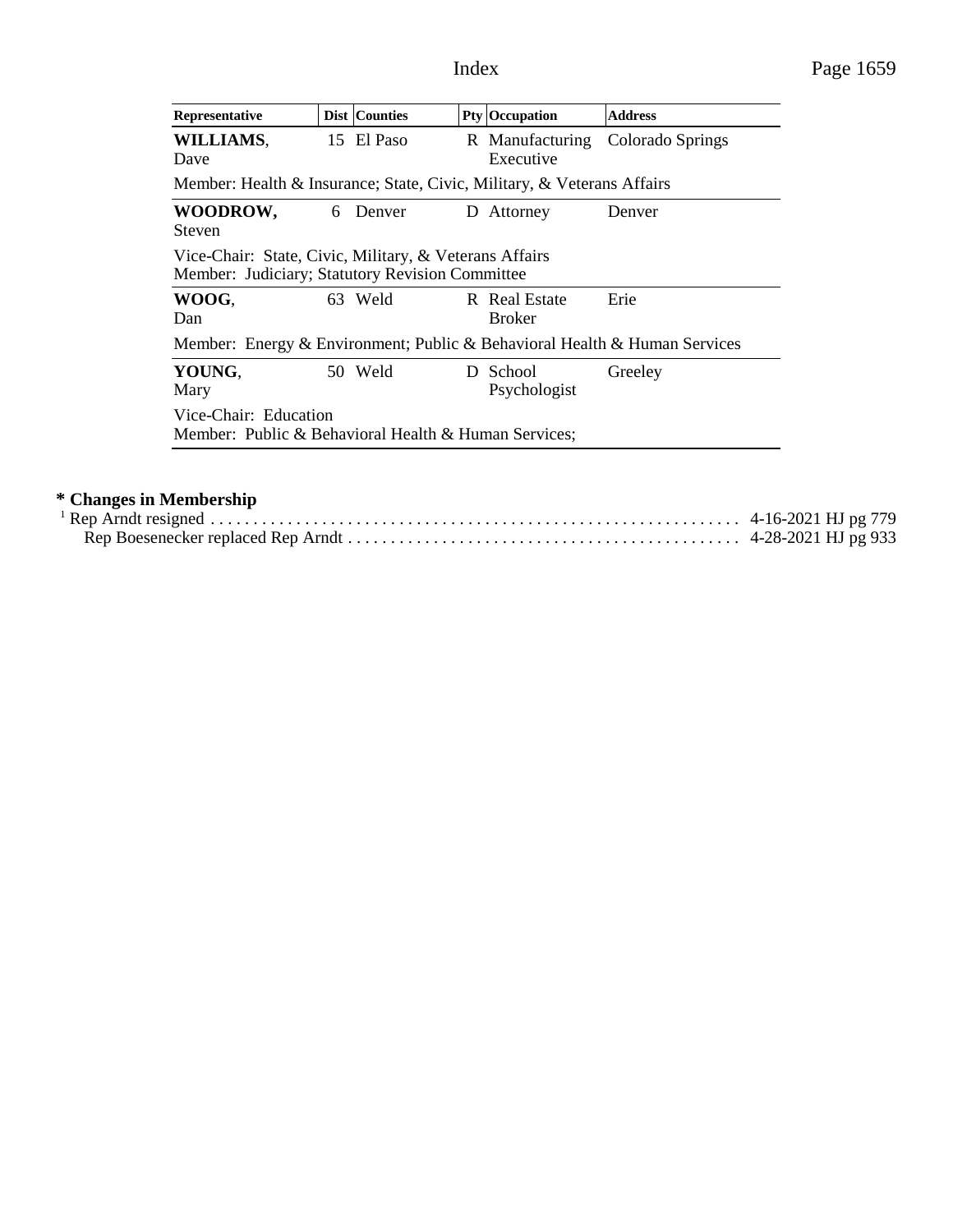| Representative | Dist | Counties | Pty | Occupation | Address |
|---|---|---|---|---|---|
| **WILLIAMS**, Dave | 15 | El Paso | R | Manufacturing Executive | Colorado Springs |
| Member: Health & Insurance; State, Civic, Military, & Veterans Affairs | | | | | |
| **WOODROW,** Steven | 6 | Denver | D | Attorney | Denver |
| Vice-Chair: State, Civic, Military, & Veterans Affairs<br>Member: Judiciary; Statutory Revision Committee | | | | | |
| **WOOG**, Dan | 63 | Weld | R | Real Estate Broker | Erie |
| Member: Energy & Environment; Public & Behavioral Health & Human Services | | | | | |
| **YOUNG**, Mary | 50 | Weld | D | School Psychologist | Greeley |
| Vice-Chair: Education<br>Member: Public & Behavioral Health & Human Services; | | | | | |

**\* Changes in Membership**

[1] Rep Arndt resigned . . . . . . . . . . . . . . . . . . . . . . . . . . . . . . . . . . . . . . . . . . . . . . . . . . . . . . . . . . . . 4-16-2021 HJ pg 779
Rep Boesenecker replaced Rep Arndt . . . . . . . . . . . . . . . . . . . . . . . . . . . . . . . . . . . . . . . . . . . . . 4-28-2021 HJ pg 933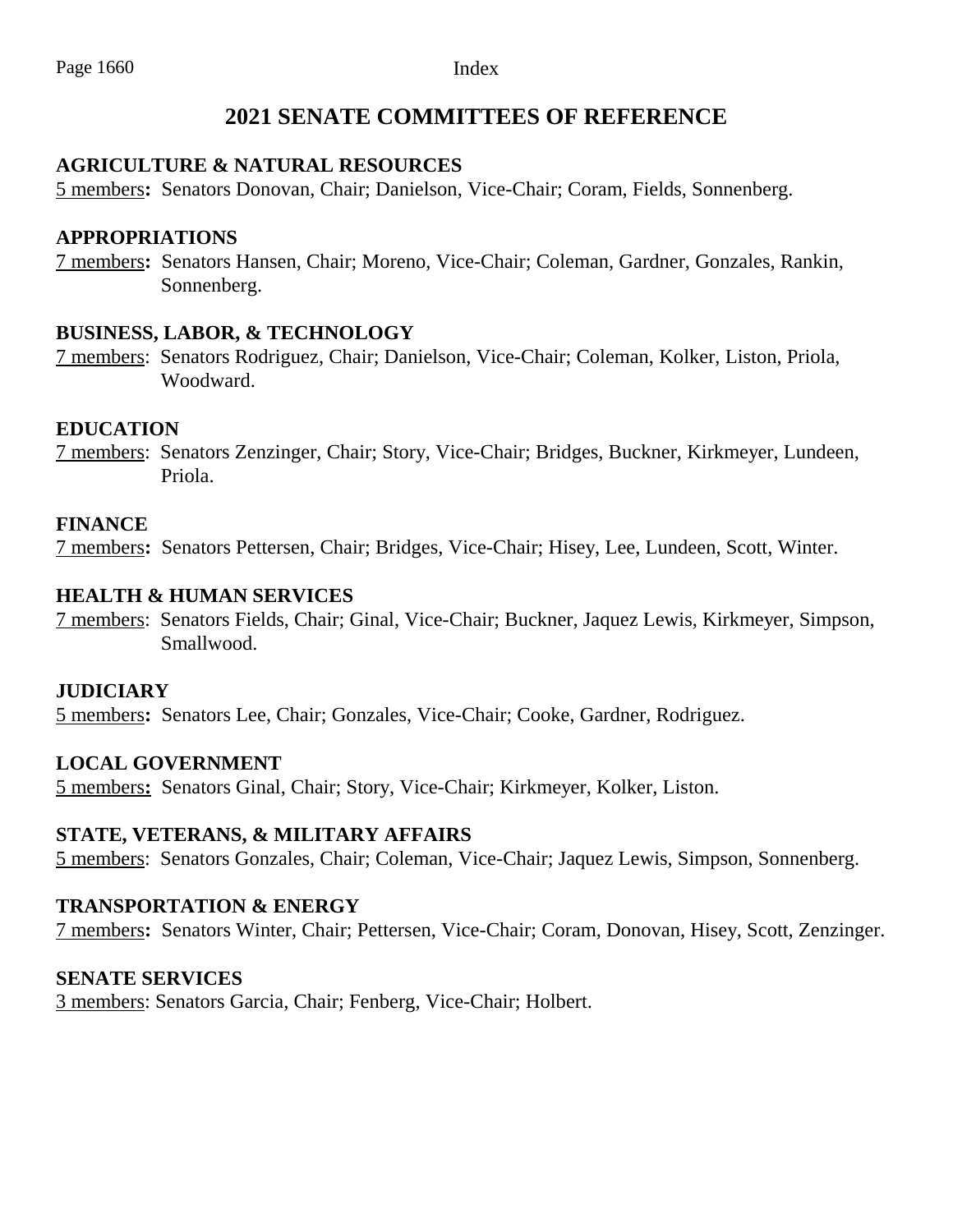# 2021 SENATE COMMITTEES OF REFERENCE

**AGRICULTURE & NATURAL RESOURCES**

5 members**:** Senators Donovan, Chair; Danielson, Vice-Chair; Coram, Fields, Sonnenberg.

**APPROPRIATIONS**

7 members**:** Senators Hansen, Chair; Moreno, Vice-Chair; Coleman, Gardner, Gonzales, Rankin, Sonnenberg.

**BUSINESS, LABOR, & TECHNOLOGY**

7 members: Senators Rodriguez, Chair; Danielson, Vice-Chair; Coleman, Kolker, Liston, Priola, Woodward.

**EDUCATION**

7 members: Senators Zenzinger, Chair; Story, Vice-Chair; Bridges, Buckner, Kirkmeyer, Lundeen, Priola.

**FINANCE**

7 members**:** Senators Pettersen, Chair; Bridges, Vice-Chair; Hisey, Lee, Lundeen, Scott, Winter.

**HEALTH & HUMAN SERVICES**

7 members: Senators Fields, Chair; Ginal, Vice-Chair; Buckner, Jaquez Lewis, Kirkmeyer, Simpson, Smallwood.

**JUDICIARY**

5 members**:** Senators Lee, Chair; Gonzales, Vice-Chair; Cooke, Gardner, Rodriguez.

**LOCAL GOVERNMENT**

5 members**:** Senators Ginal, Chair; Story, Vice-Chair; Kirkmeyer, Kolker, Liston.

**STATE, VETERANS, & MILITARY AFFAIRS**

5 members: Senators Gonzales, Chair; Coleman, Vice-Chair; Jaquez Lewis, Simpson, Sonnenberg.

**TRANSPORTATION & ENERGY**

7 members**:** Senators Winter, Chair; Pettersen, Vice-Chair; Coram, Donovan, Hisey, Scott, Zenzinger.

**SENATE SERVICES**

3 members: Senators Garcia, Chair; Fenberg, Vice-Chair; Holbert.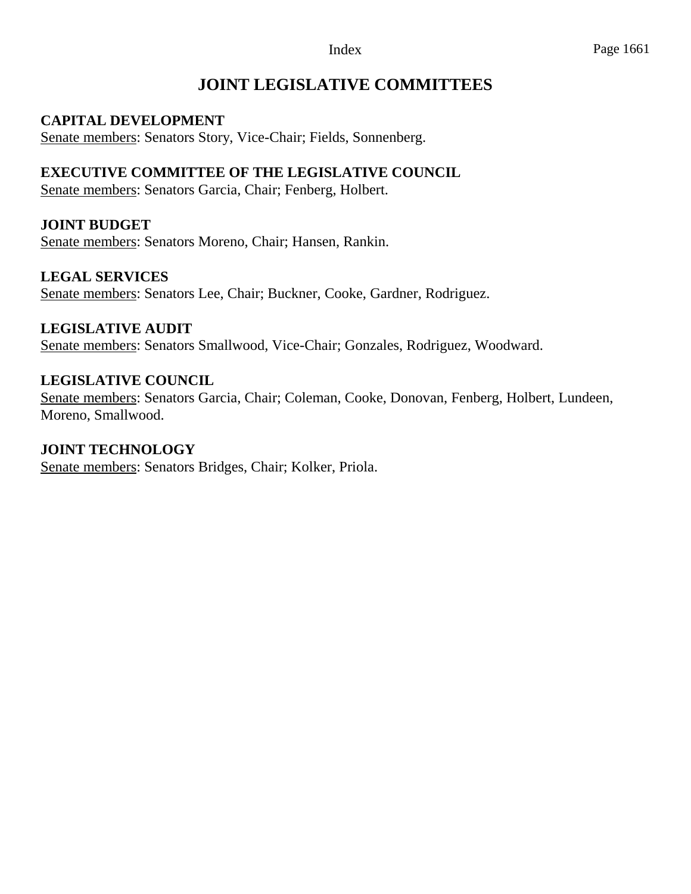# JOINT LEGISLATIVE COMMITTEES

**CAPITAL DEVELOPMENT**
Senate members: Senators Story, Vice-Chair; Fields, Sonnenberg.

**EXECUTIVE COMMITTEE OF THE LEGISLATIVE COUNCIL**
Senate members: Senators Garcia, Chair; Fenberg, Holbert.

**JOINT BUDGET**
Senate members: Senators Moreno, Chair; Hansen, Rankin.

**LEGAL SERVICES**
Senate members: Senators Lee, Chair; Buckner, Cooke, Gardner, Rodriguez.

**LEGISLATIVE AUDIT**
Senate members: Senators Smallwood, Vice-Chair; Gonzales, Rodriguez, Woodward.

**LEGISLATIVE COUNCIL**
Senate members: Senators Garcia, Chair; Coleman, Cooke, Donovan, Fenberg, Holbert, Lundeen, Moreno, Smallwood.

**JOINT TECHNOLOGY**
Senate members: Senators Bridges, Chair; Kolker, Priola.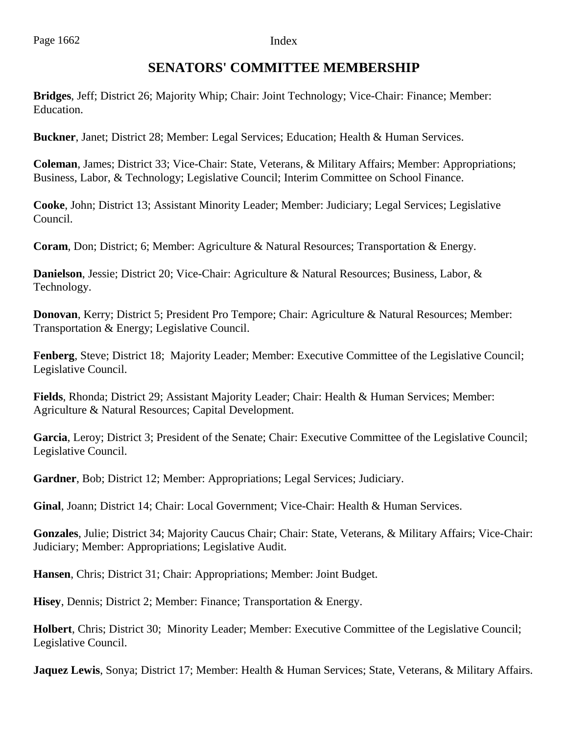## SENATORS' COMMITTEE MEMBERSHIP

**Bridges**, Jeff; District 26; Majority Whip; Chair: Joint Technology; Vice-Chair: Finance; Member: Education.

**Buckner**, Janet; District 28; Member: Legal Services; Education; Health & Human Services.

**Coleman**, James; District 33; Vice-Chair: State, Veterans, & Military Affairs; Member: Appropriations; Business, Labor, & Technology; Legislative Council; Interim Committee on School Finance.

**Cooke**, John; District 13; Assistant Minority Leader; Member: Judiciary; Legal Services; Legislative Council.

**Coram**, Don; District; 6; Member: Agriculture & Natural Resources; Transportation & Energy.

**Danielson**, Jessie; District 20; Vice-Chair: Agriculture & Natural Resources; Business, Labor, & Technology.

**Donovan**, Kerry; District 5; President Pro Tempore; Chair: Agriculture & Natural Resources; Member: Transportation & Energy; Legislative Council.

**Fenberg**, Steve; District 18; Majority Leader; Member: Executive Committee of the Legislative Council; Legislative Council.

**Fields**, Rhonda; District 29; Assistant Majority Leader; Chair: Health & Human Services; Member: Agriculture & Natural Resources; Capital Development.

**Garcia**, Leroy; District 3; President of the Senate; Chair: Executive Committee of the Legislative Council; Legislative Council.

**Gardner**, Bob; District 12; Member: Appropriations; Legal Services; Judiciary.

**Ginal**, Joann; District 14; Chair: Local Government; Vice-Chair: Health & Human Services.

**Gonzales**, Julie; District 34; Majority Caucus Chair; Chair: State, Veterans, & Military Affairs; Vice-Chair: Judiciary; Member: Appropriations; Legislative Audit.

**Hansen**, Chris; District 31; Chair: Appropriations; Member: Joint Budget.

**Hisey**, Dennis; District 2; Member: Finance; Transportation & Energy.

**Holbert**, Chris; District 30; Minority Leader; Member: Executive Committee of the Legislative Council; Legislative Council.

**Jaquez Lewis**, Sonya; District 17; Member: Health & Human Services; State, Veterans, & Military Affairs.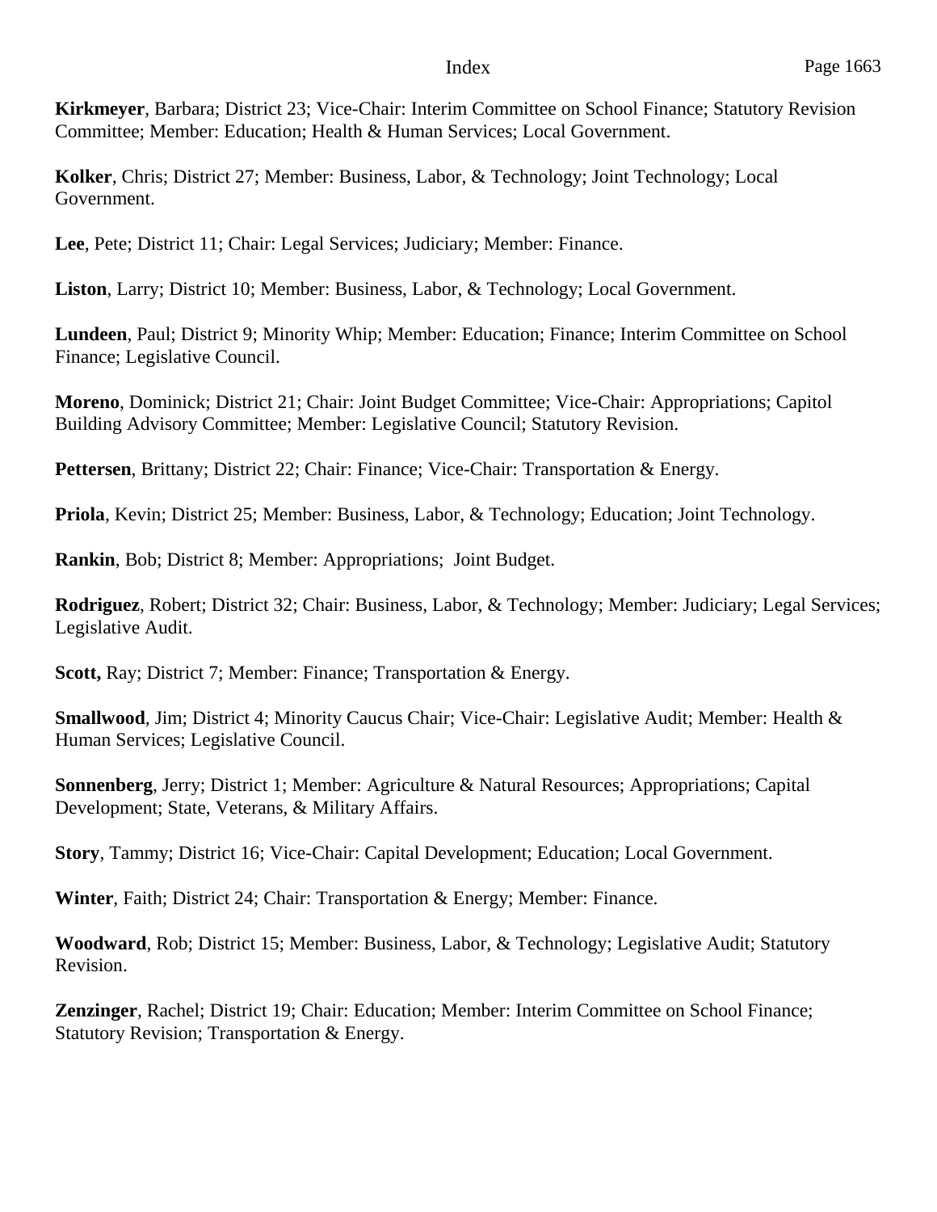**Kirkmeyer**, Barbara; District 23; Vice-Chair: Interim Committee on School Finance; Statutory Revision Committee; Member: Education; Health & Human Services; Local Government.

**Kolker**, Chris; District 27; Member: Business, Labor, & Technology; Joint Technology; Local Government.

**Lee**, Pete; District 11; Chair: Legal Services; Judiciary; Member: Finance.

**Liston**, Larry; District 10; Member: Business, Labor, & Technology; Local Government.

**Lundeen**, Paul; District 9; Minority Whip; Member: Education; Finance; Interim Committee on School Finance; Legislative Council.

**Moreno**, Dominick; District 21; Chair: Joint Budget Committee; Vice-Chair: Appropriations; Capitol Building Advisory Committee; Member: Legislative Council; Statutory Revision.

**Pettersen**, Brittany; District 22; Chair: Finance; Vice-Chair: Transportation & Energy.

**Priola**, Kevin; District 25; Member: Business, Labor, & Technology; Education; Joint Technology.

**Rankin**, Bob; District 8; Member: Appropriations; Joint Budget.

**Rodriguez**, Robert; District 32; Chair: Business, Labor, & Technology; Member: Judiciary; Legal Services; Legislative Audit.

**Scott,** Ray; District 7; Member: Finance; Transportation & Energy.

**Smallwood**, Jim; District 4; Minority Caucus Chair; Vice-Chair: Legislative Audit; Member: Health & Human Services; Legislative Council.

**Sonnenberg**, Jerry; District 1; Member: Agriculture & Natural Resources; Appropriations; Capital Development; State, Veterans, & Military Affairs.

**Story**, Tammy; District 16; Vice-Chair: Capital Development; Education; Local Government.

**Winter**, Faith; District 24; Chair: Transportation & Energy; Member: Finance.

**Woodward**, Rob; District 15; Member: Business, Labor, & Technology; Legislative Audit; Statutory Revision.

**Zenzinger**, Rachel; District 19; Chair: Education; Member: Interim Committee on School Finance; Statutory Revision; Transportation & Energy.